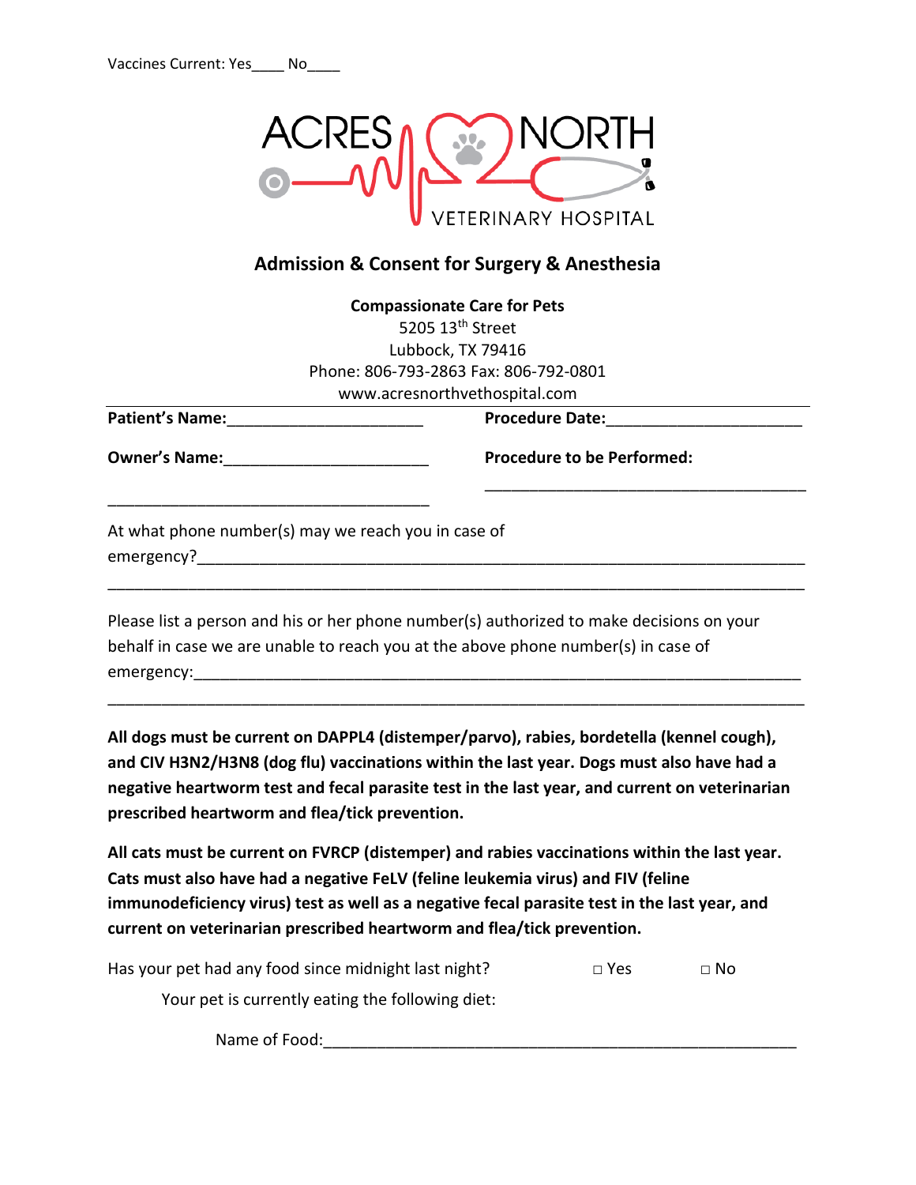Vaccines Current: Yes____ No____

ACRES NORTH VETERINARY HOSPITAL

## Admission & Consent for Surgery & Anesthesia

**Compassionate Care for Pets**
5205 13th Street
Lubbock, TX 79416
Phone: 806-793-2863 Fax: 806-792-0801
www.acresnorthvethospital.com

**Patient's Name:**______________________ **Procedure Date:**______________________

**Owner's Name:**_______________________ **Procedure to be Performed:**

_____________________________________ _____________________________________

At what phone number(s) may we reach you in case of emergency?_____________________________________________________________________

_______________________________________________________________________________

Please list a person and his or her phone number(s) authorized to make decisions on your behalf in case we are unable to reach you at the above phone number(s) in case of emergency:_____________________________________________________________________

_______________________________________________________________________________

**All dogs must be current on DAPPL4 (distemper/parvo), rabies, bordetella (kennel cough), and CIV H3N2/H3N8 (dog flu) vaccinations within the last year. Dogs must also have had a negative heartworm test and fecal parasite test in the last year, and current on veterinarian prescribed heartworm and flea/tick prevention.**

**All cats must be current on FVRCP (distemper) and rabies vaccinations within the last year. Cats must also have had a negative FeLV (feline leukemia virus) and FIV (feline immunodeficiency virus) test as well as a negative fecal parasite test in the last year, and current on veterinarian prescribed heartworm and flea/tick prevention.**

Has your pet had any food since midnight last night? □ Yes □ No

Your pet is currently eating the following diet:

Name of Food:_______________________________________________________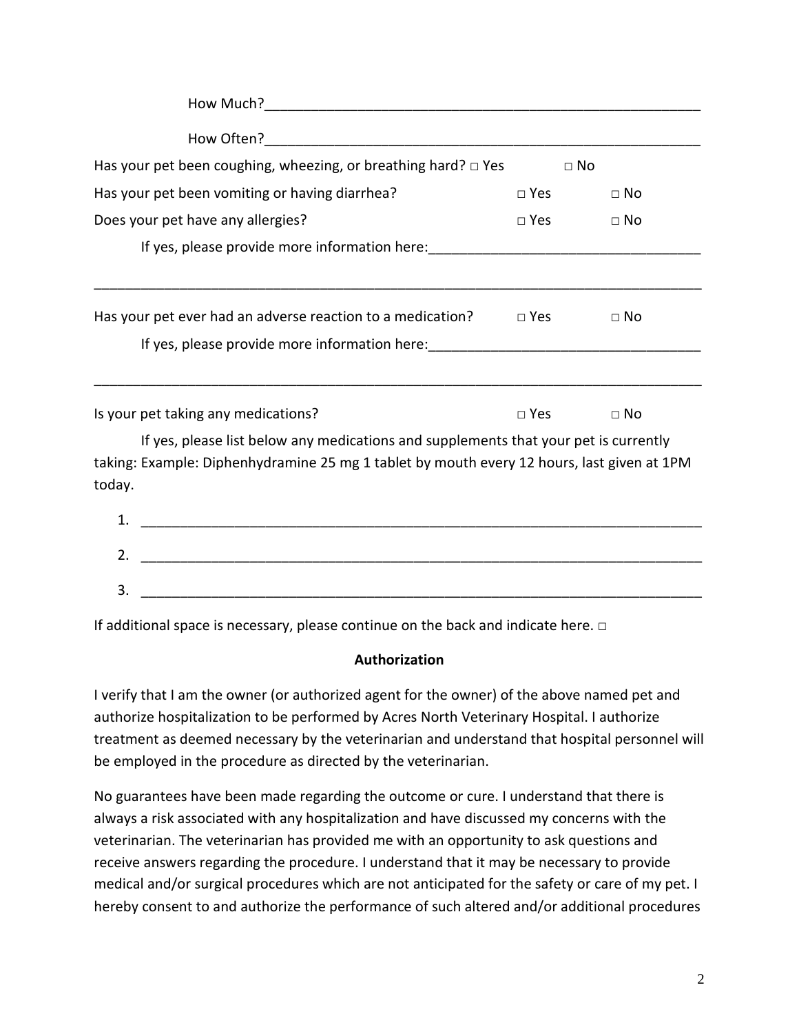How Much?___________________________________________________________

How Often?__________________________________________________________

Has your pet been coughing, wheezing, or breathing hard? □ Yes □ No

Has your pet been vomiting or having diarrhea? □ Yes □ No

Does your pet have any allergies? □ Yes □ No

If yes, please provide more information here:___________________________________

_______________________________________________________________________________

Has your pet ever had an adverse reaction to a medication? □ Yes □ No

If yes, please provide more information here:___________________________________

_______________________________________________________________________________

Is your pet taking any medications? □ Yes □ No

If yes, please list below any medications and supplements that your pet is currently taking: Example: Diphenhydramine 25 mg 1 tablet by mouth every 12 hours, last given at 1PM today.

1. ___________________________________________________________________________
2. ___________________________________________________________________________
3. ___________________________________________________________________________

If additional space is necessary, please continue on the back and indicate here. □

**Authorization**

I verify that I am the owner (or authorized agent for the owner) of the above named pet and authorize hospitalization to be performed by Acres North Veterinary Hospital. I authorize treatment as deemed necessary by the veterinarian and understand that hospital personnel will be employed in the procedure as directed by the veterinarian.

No guarantees have been made regarding the outcome or cure. I understand that there is always a risk associated with any hospitalization and have discussed my concerns with the veterinarian. The veterinarian has provided me with an opportunity to ask questions and receive answers regarding the procedure. I understand that it may be necessary to provide medical and/or surgical procedures which are not anticipated for the safety or care of my pet. I hereby consent to and authorize the performance of such altered and/or additional procedures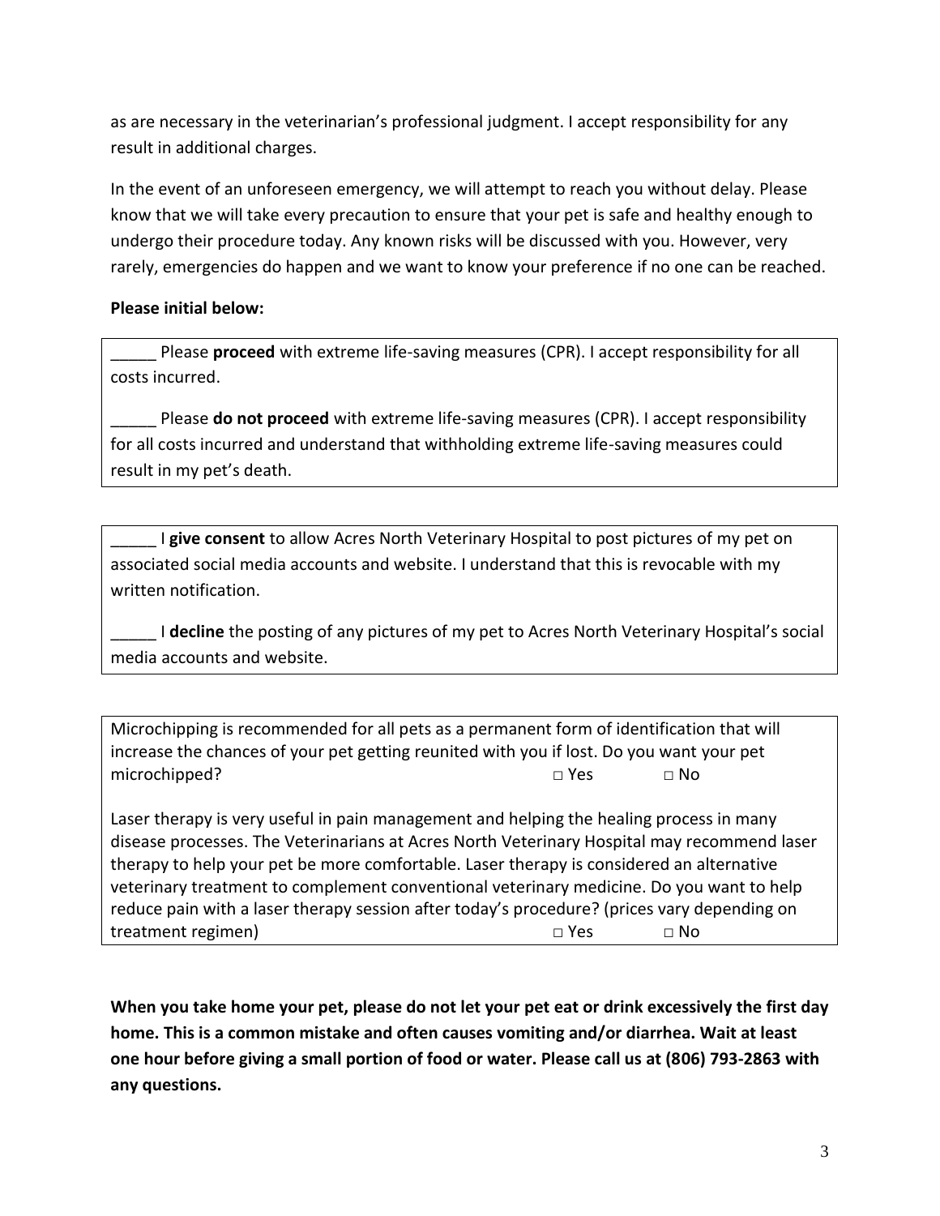as are necessary in the veterinarian's professional judgment. I accept responsibility for any result in additional charges.

In the event of an unforeseen emergency, we will attempt to reach you without delay. Please know that we will take every precaution to ensure that your pet is safe and healthy enough to undergo their procedure today. Any known risks will be discussed with you. However, very rarely, emergencies do happen and we want to know your preference if no one can be reached.

**Please initial below:**

_____ Please **proceed** with extreme life-saving measures (CPR). I accept responsibility for all costs incurred.

_____ Please **do not proceed** with extreme life-saving measures (CPR). I accept responsibility for all costs incurred and understand that withholding extreme life-saving measures could result in my pet's death.

_____ I **give consent** to allow Acres North Veterinary Hospital to post pictures of my pet on associated social media accounts and website. I understand that this is revocable with my written notification.

_____ I **decline** the posting of any pictures of my pet to Acres North Veterinary Hospital's social media accounts and website.

Microchipping is recommended for all pets as a permanent form of identification that will increase the chances of your pet getting reunited with you if lost. Do you want your pet microchipped? □ Yes □ No

Laser therapy is very useful in pain management and helping the healing process in many disease processes. The Veterinarians at Acres North Veterinary Hospital may recommend laser therapy to help your pet be more comfortable. Laser therapy is considered an alternative veterinary treatment to complement conventional veterinary medicine. Do you want to help reduce pain with a laser therapy session after today's procedure? (prices vary depending on treatment regimen) □ Yes □ No

**When you take home your pet, please do not let your pet eat or drink excessively the first day home. This is a common mistake and often causes vomiting and/or diarrhea. Wait at least one hour before giving a small portion of food or water. Please call us at (806) 793-2863 with any questions.**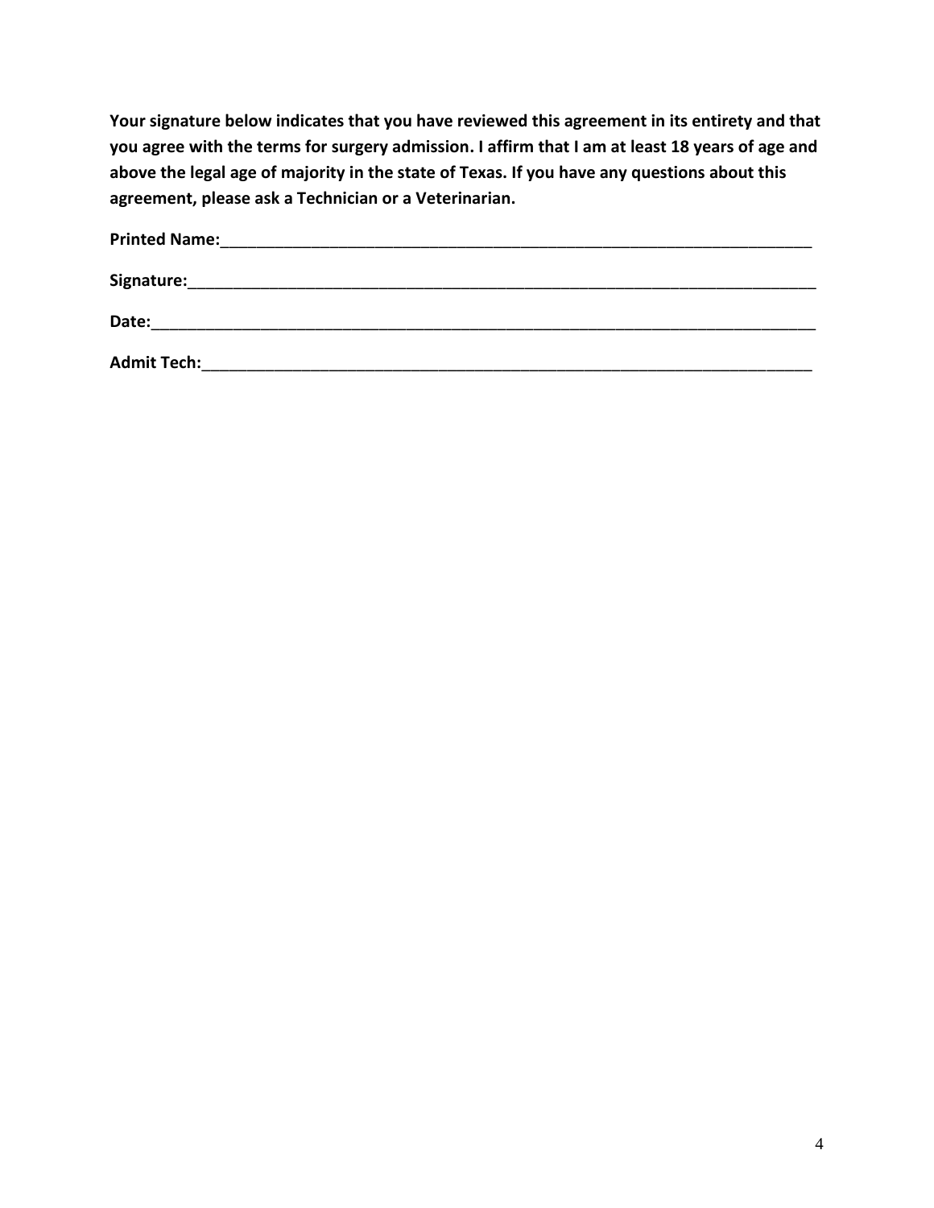**Your signature below indicates that you have reviewed this agreement in its entirety and that you agree with the terms for surgery admission. I affirm that I am at least 18 years of age and above the legal age of majority in the state of Texas. If you have any questions about this agreement, please ask a Technician or a Veterinarian.**

**Printed Name:**_______________________________________________________________________

**Signature:**__________________________________________________________________________

**Date:**______________________________________________________________________________

**Admit Tech:**_________________________________________________________________________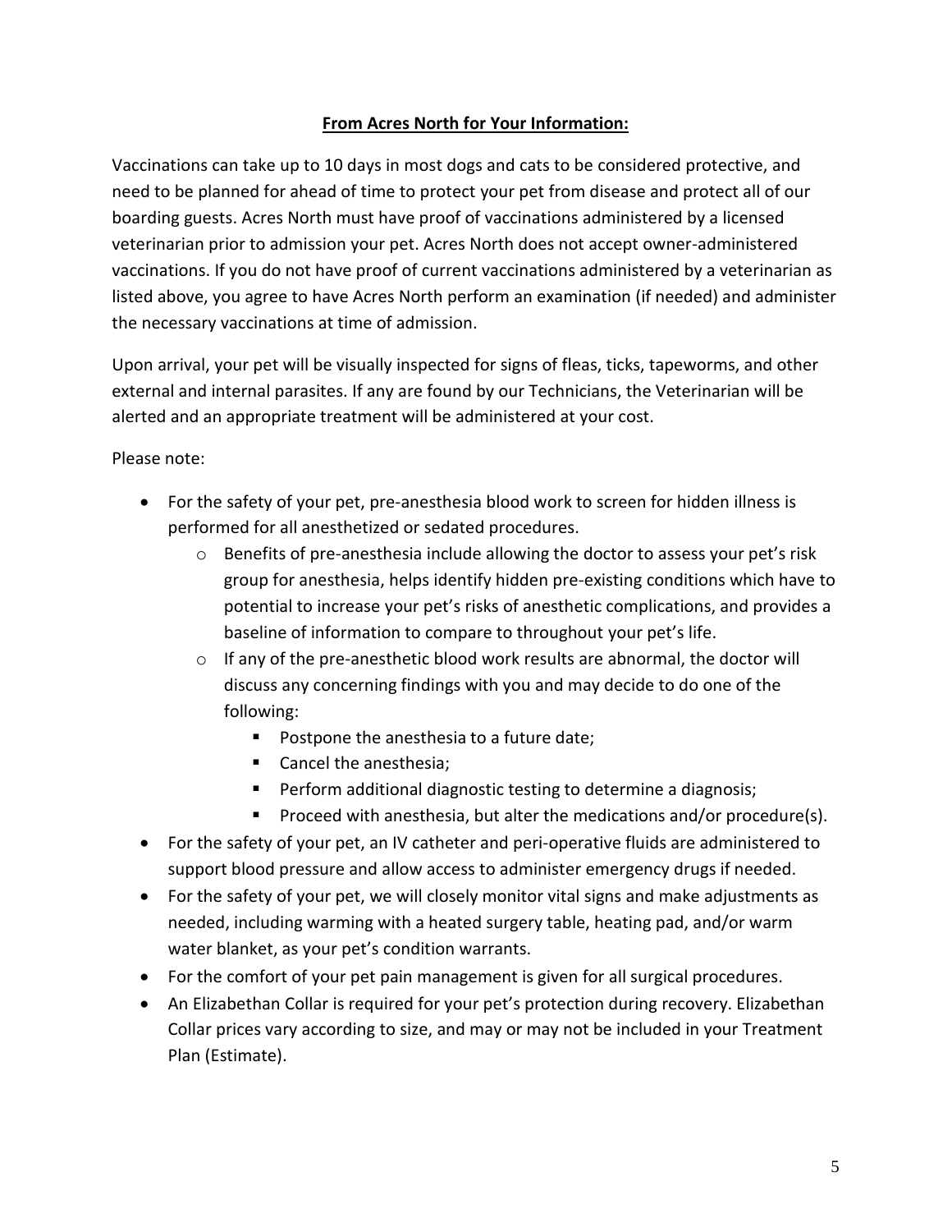**<u>From Acres North for Your Information:</u>**

Vaccinations can take up to 10 days in most dogs and cats to be considered protective, and need to be planned for ahead of time to protect your pet from disease and protect all of our boarding guests. Acres North must have proof of vaccinations administered by a licensed veterinarian prior to admission your pet. Acres North does not accept owner-administered vaccinations. If you do not have proof of current vaccinations administered by a veterinarian as listed above, you agree to have Acres North perform an examination (if needed) and administer the necessary vaccinations at time of admission.

Upon arrival, your pet will be visually inspected for signs of fleas, ticks, tapeworms, and other external and internal parasites. If any are found by our Technicians, the Veterinarian will be alerted and an appropriate treatment will be administered at your cost.

Please note:

- For the safety of your pet, pre-anesthesia blood work to screen for hidden illness is performed for all anesthetized or sedated procedures.
    - Benefits of pre-anesthesia include allowing the doctor to assess your pet's risk group for anesthesia, helps identify hidden pre-existing conditions which have to potential to increase your pet's risks of anesthetic complications, and provides a baseline of information to compare to throughout your pet's life.
    - If any of the pre-anesthetic blood work results are abnormal, the doctor will discuss any concerning findings with you and may decide to do one of the following:
        - Postpone the anesthesia to a future date;
        - Cancel the anesthesia;
        - Perform additional diagnostic testing to determine a diagnosis;
        - Proceed with anesthesia, but alter the medications and/or procedure(s).
- For the safety of your pet, an IV catheter and peri-operative fluids are administered to support blood pressure and allow access to administer emergency drugs if needed.
- For the safety of your pet, we will closely monitor vital signs and make adjustments as needed, including warming with a heated surgery table, heating pad, and/or warm water blanket, as your pet's condition warrants.
- For the comfort of your pet pain management is given for all surgical procedures.
- An Elizabethan Collar is required for your pet's protection during recovery. Elizabethan Collar prices vary according to size, and may or may not be included in your Treatment Plan (Estimate).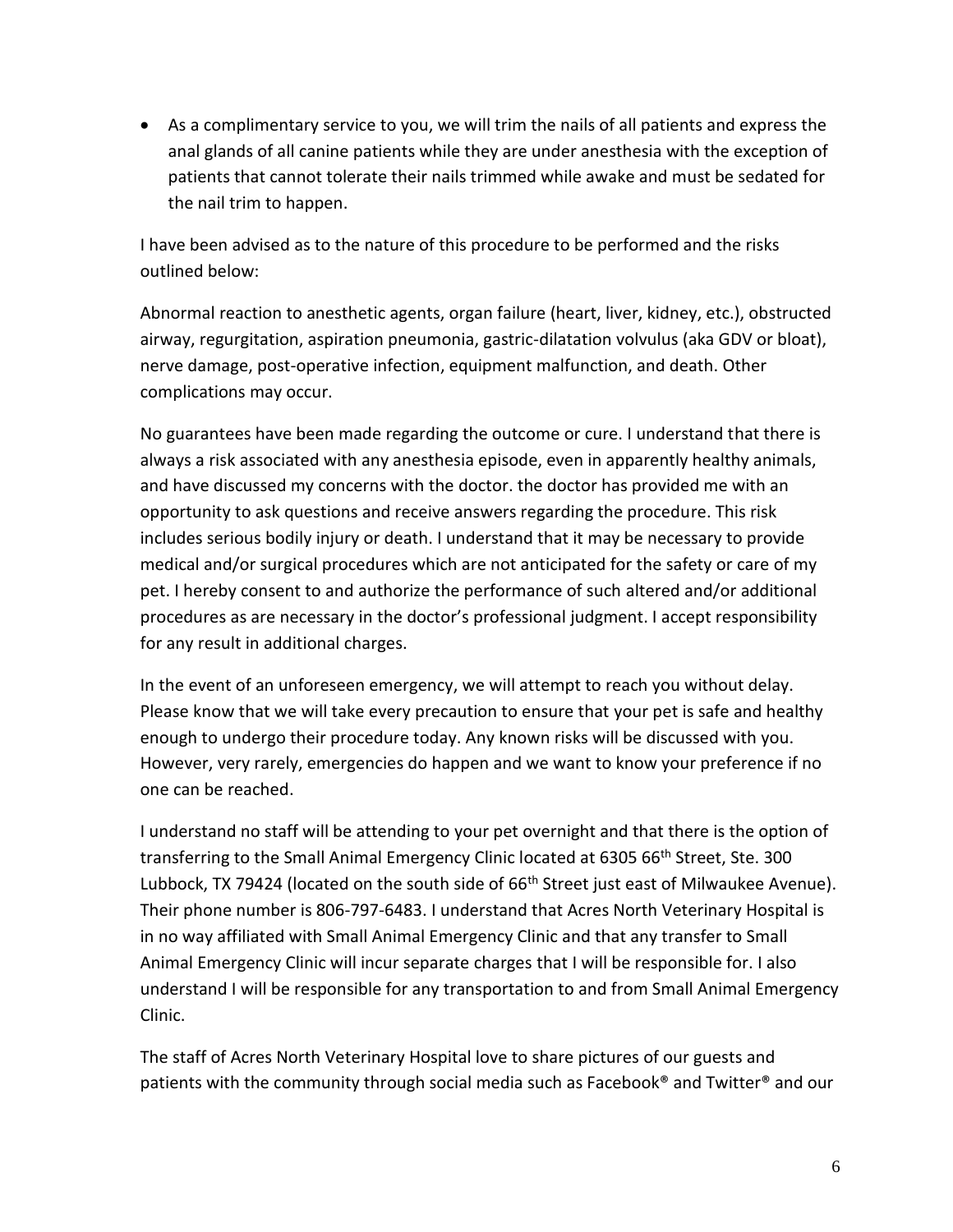- As a complimentary service to you, we will trim the nails of all patients and express the anal glands of all canine patients while they are under anesthesia with the exception of patients that cannot tolerate their nails trimmed while awake and must be sedated for the nail trim to happen.

I have been advised as to the nature of this procedure to be performed and the risks outlined below:

Abnormal reaction to anesthetic agents, organ failure (heart, liver, kidney, etc.), obstructed airway, regurgitation, aspiration pneumonia, gastric-dilatation volvulus (aka GDV or bloat), nerve damage, post-operative infection, equipment malfunction, and death. Other complications may occur.

No guarantees have been made regarding the outcome or cure. I understand that there is always a risk associated with any anesthesia episode, even in apparently healthy animals, and have discussed my concerns with the doctor. the doctor has provided me with an opportunity to ask questions and receive answers regarding the procedure. This risk includes serious bodily injury or death. I understand that it may be necessary to provide medical and/or surgical procedures which are not anticipated for the safety or care of my pet. I hereby consent to and authorize the performance of such altered and/or additional procedures as are necessary in the doctor's professional judgment. I accept responsibility for any result in additional charges.

In the event of an unforeseen emergency, we will attempt to reach you without delay. Please know that we will take every precaution to ensure that your pet is safe and healthy enough to undergo their procedure today. Any known risks will be discussed with you. However, very rarely, emergencies do happen and we want to know your preference if no one can be reached.

I understand no staff will be attending to your pet overnight and that there is the option of transferring to the Small Animal Emergency Clinic located at 6305 66th Street, Ste. 300 Lubbock, TX 79424 (located on the south side of 66th Street just east of Milwaukee Avenue). Their phone number is 806-797-6483. I understand that Acres North Veterinary Hospital is in no way affiliated with Small Animal Emergency Clinic and that any transfer to Small Animal Emergency Clinic will incur separate charges that I will be responsible for. I also understand I will be responsible for any transportation to and from Small Animal Emergency Clinic.

The staff of Acres North Veterinary Hospital love to share pictures of our guests and patients with the community through social media such as Facebook® and Twitter® and our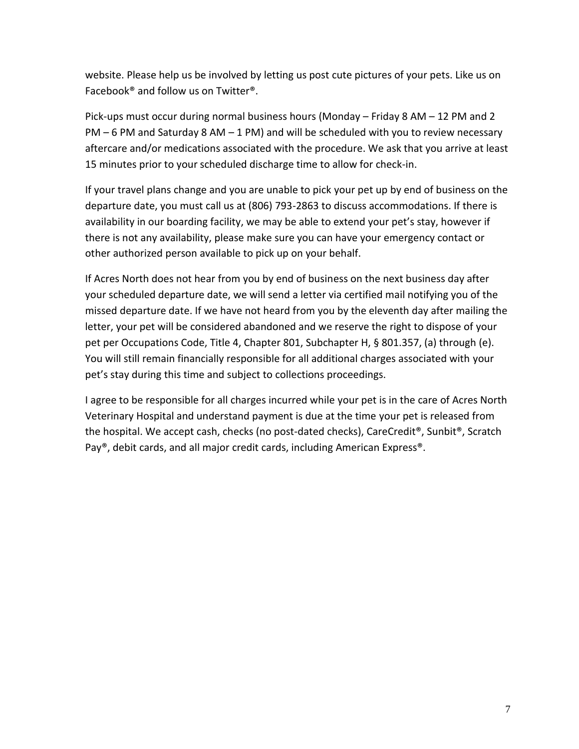website. Please help us be involved by letting us post cute pictures of your pets. Like us on Facebook® and follow us on Twitter®.

Pick-ups must occur during normal business hours (Monday – Friday 8 AM – 12 PM and 2 PM – 6 PM and Saturday 8 AM – 1 PM) and will be scheduled with you to review necessary aftercare and/or medications associated with the procedure. We ask that you arrive at least 15 minutes prior to your scheduled discharge time to allow for check-in.

If your travel plans change and you are unable to pick your pet up by end of business on the departure date, you must call us at (806) 793-2863 to discuss accommodations. If there is availability in our boarding facility, we may be able to extend your pet's stay, however if there is not any availability, please make sure you can have your emergency contact or other authorized person available to pick up on your behalf.

If Acres North does not hear from you by end of business on the next business day after your scheduled departure date, we will send a letter via certified mail notifying you of the missed departure date. If we have not heard from you by the eleventh day after mailing the letter, your pet will be considered abandoned and we reserve the right to dispose of your pet per Occupations Code, Title 4, Chapter 801, Subchapter H, § 801.357, (a) through (e). You will still remain financially responsible for all additional charges associated with your pet's stay during this time and subject to collections proceedings.

I agree to be responsible for all charges incurred while your pet is in the care of Acres North Veterinary Hospital and understand payment is due at the time your pet is released from the hospital. We accept cash, checks (no post-dated checks), CareCredit®, Sunbit®, Scratch Pay®, debit cards, and all major credit cards, including American Express®.